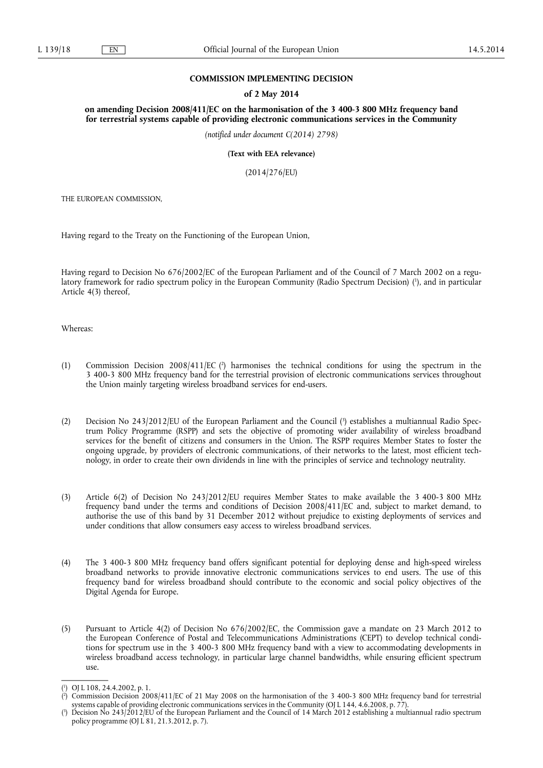# COMMISSION IMPLEMENTING DECISION

## of 2 May 2014

## on amending Decision 2008/411/EC on the harmonisation of the 3 400-3 800 MHz frequency band for terrestrial systems capable of providing electronic communications services in the Community

*(notified under document C(2014) 2798)*

**(Text with EEA relevance)**

(2014/276/EU)

THE EUROPEAN COMMISSION,

Having regard to the Treaty on the Functioning of the European Union,

Having regard to Decision No 676/2002/EC of the European Parliament and of the Council of 7 March 2002 on a regulatory framework for radio spectrum policy in the European Community (Radio Spectrum Decision) [1], and in particular Article 4(3) thereof,

Whereas:

(1) Commission Decision 2008/411/EC [2] harmonises the technical conditions for using the spectrum in the 3 400-3 800 MHz frequency band for the terrestrial provision of electronic communications services throughout the Union mainly targeting wireless broadband services for end-users.

(2) Decision No 243/2012/EU of the European Parliament and the Council [3] establishes a multiannual Radio Spectrum Policy Programme (RSPP) and sets the objective of promoting wider availability of wireless broadband services for the benefit of citizens and consumers in the Union. The RSPP requires Member States to foster the ongoing upgrade, by providers of electronic communications, of their networks to the latest, most efficient technology, in order to create their own dividends in line with the principles of service and technology neutrality.

(3) Article 6(2) of Decision No 243/2012/EU requires Member States to make available the 3 400-3 800 MHz frequency band under the terms and conditions of Decision 2008/411/EC and, subject to market demand, to authorise the use of this band by 31 December 2012 without prejudice to existing deployments of services and under conditions that allow consumers easy access to wireless broadband services.

(4) The 3 400-3 800 MHz frequency band offers significant potential for deploying dense and high-speed wireless broadband networks to provide innovative electronic communications services to end users. The use of this frequency band for wireless broadband should contribute to the economic and social policy objectives of the Digital Agenda for Europe.

(5) Pursuant to Article 4(2) of Decision No 676/2002/EC, the Commission gave a mandate on 23 March 2012 to the European Conference of Postal and Telecommunications Administrations (CEPT) to develop technical conditions for spectrum use in the 3 400-3 800 MHz frequency band with a view to accommodating developments in wireless broadband access technology, in particular large channel bandwidths, while ensuring efficient spectrum use.

---

[1] OJ L 108, 24.4.2002, p. 1.

[2] Commission Decision 2008/411/EC of 21 May 2008 on the harmonisation of the 3 400-3 800 MHz frequency band for terrestrial systems capable of providing electronic communications services in the Community (OJ L 144, 4.6.2008, p. 77).

[3] Decision No 243/2012/EU of the European Parliament and the Council of 14 March 2012 establishing a multiannual radio spectrum policy programme (OJ L 81, 21.3.2012, p. 7).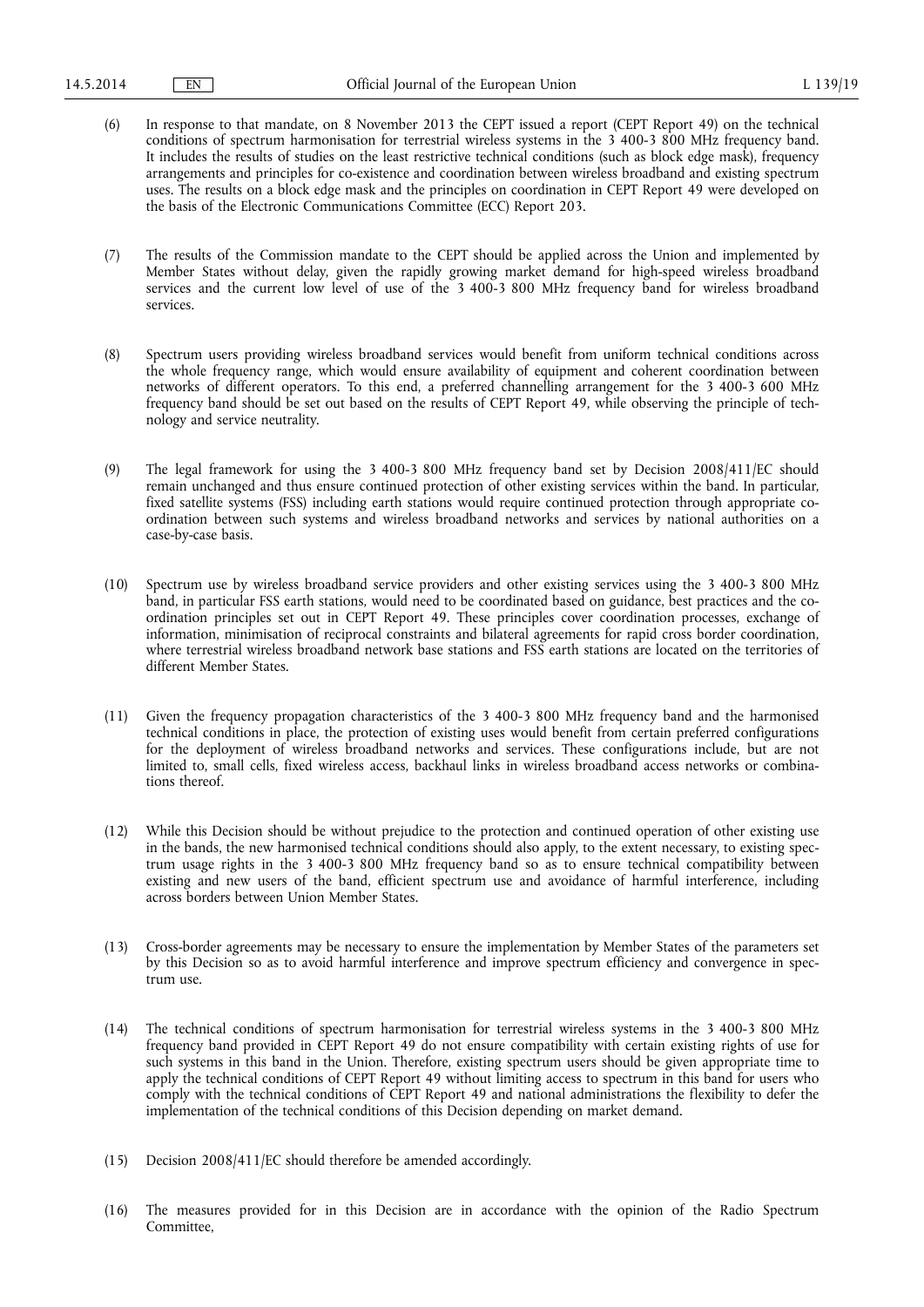(6) In response to that mandate, on 8 November 2013 the CEPT issued a report (CEPT Report 49) on the technical conditions of spectrum harmonisation for terrestrial wireless systems in the 3 400-3 800 MHz frequency band. It includes the results of studies on the least restrictive technical conditions (such as block edge mask), frequency arrangements and principles for co-existence and coordination between wireless broadband and existing spectrum uses. The results on a block edge mask and the principles on coordination in CEPT Report 49 were developed on the basis of the Electronic Communications Committee (ECC) Report 203.

(7) The results of the Commission mandate to the CEPT should be applied across the Union and implemented by Member States without delay, given the rapidly growing market demand for high-speed wireless broadband services and the current low level of use of the 3 400-3 800 MHz frequency band for wireless broadband services.

(8) Spectrum users providing wireless broadband services would benefit from uniform technical conditions across the whole frequency range, which would ensure availability of equipment and coherent coordination between networks of different operators. To this end, a preferred channelling arrangement for the 3 400-3 600 MHz frequency band should be set out based on the results of CEPT Report 49, while observing the principle of technology and service neutrality.

(9) The legal framework for using the 3 400-3 800 MHz frequency band set by Decision 2008/411/EC should remain unchanged and thus ensure continued protection of other existing services within the band. In particular, fixed satellite systems (FSS) including earth stations would require continued protection through appropriate coordination between such systems and wireless broadband networks and services by national authorities on a case-by-case basis.

(10) Spectrum use by wireless broadband service providers and other existing services using the 3 400-3 800 MHz band, in particular FSS earth stations, would need to be coordinated based on guidance, best practices and the coordination principles set out in CEPT Report 49. These principles cover coordination processes, exchange of information, minimisation of reciprocal constraints and bilateral agreements for rapid cross border coordination, where terrestrial wireless broadband network base stations and FSS earth stations are located on the territories of different Member States.

(11) Given the frequency propagation characteristics of the 3 400-3 800 MHz frequency band and the harmonised technical conditions in place, the protection of existing uses would benefit from certain preferred configurations for the deployment of wireless broadband networks and services. These configurations include, but are not limited to, small cells, fixed wireless access, backhaul links in wireless broadband access networks or combinations thereof.

(12) While this Decision should be without prejudice to the protection and continued operation of other existing use in the bands, the new harmonised technical conditions should also apply, to the extent necessary, to existing spectrum usage rights in the 3 400-3 800 MHz frequency band so as to ensure technical compatibility between existing and new users of the band, efficient spectrum use and avoidance of harmful interference, including across borders between Union Member States.

(13) Cross-border agreements may be necessary to ensure the implementation by Member States of the parameters set by this Decision so as to avoid harmful interference and improve spectrum efficiency and convergence in spectrum use.

(14) The technical conditions of spectrum harmonisation for terrestrial wireless systems in the 3 400-3 800 MHz frequency band provided in CEPT Report 49 do not ensure compatibility with certain existing rights of use for such systems in this band in the Union. Therefore, existing spectrum users should be given appropriate time to apply the technical conditions of CEPT Report 49 without limiting access to spectrum in this band for users who comply with the technical conditions of CEPT Report 49 and national administrations the flexibility to defer the implementation of the technical conditions of this Decision depending on market demand.

(15) Decision 2008/411/EC should therefore be amended accordingly.

(16) The measures provided for in this Decision are in accordance with the opinion of the Radio Spectrum Committee,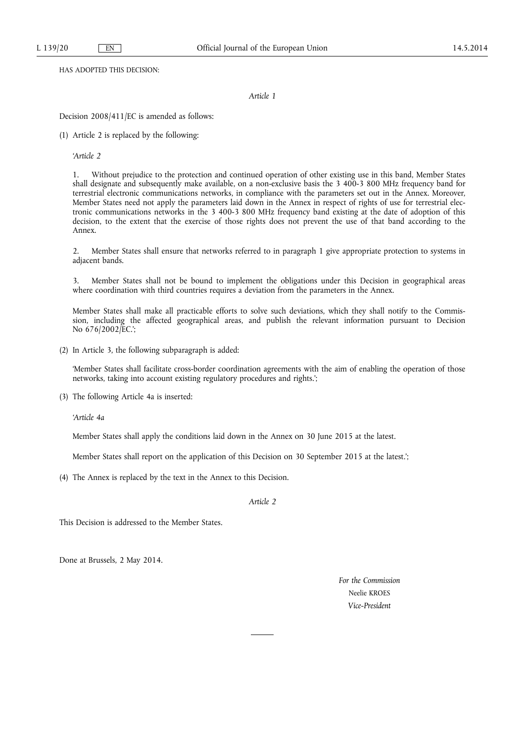HAS ADOPTED THIS DECISION:

*Article 1*

Decision 2008/411/EC is amended as follows:

(1) Article 2 is replaced by the following:

'*Article 2*

1. Without prejudice to the protection and continued operation of other existing use in this band, Member States shall designate and subsequently make available, on a non-exclusive basis the 3 400-3 800 MHz frequency band for terrestrial electronic communications networks, in compliance with the parameters set out in the Annex. Moreover, Member States need not apply the parameters laid down in the Annex in respect of rights of use for terrestrial electronic communications networks in the 3 400-3 800 MHz frequency band existing at the date of adoption of this decision, to the extent that the exercise of those rights does not prevent the use of that band according to the Annex.

2. Member States shall ensure that networks referred to in paragraph 1 give appropriate protection to systems in adjacent bands.

3. Member States shall not be bound to implement the obligations under this Decision in geographical areas where coordination with third countries requires a deviation from the parameters in the Annex.

Member States shall make all practicable efforts to solve such deviations, which they shall notify to the Commission, including the affected geographical areas, and publish the relevant information pursuant to Decision No 676/2002/EC.';

(2) In Article 3, the following subparagraph is added:

'Member States shall facilitate cross-border coordination agreements with the aim of enabling the operation of those networks, taking into account existing regulatory procedures and rights.';

(3) The following Article 4a is inserted:

'*Article 4a*

Member States shall apply the conditions laid down in the Annex on 30 June 2015 at the latest.

Member States shall report on the application of this Decision on 30 September 2015 at the latest.';

(4) The Annex is replaced by the text in the Annex to this Decision.

*Article 2*

This Decision is addressed to the Member States.

Done at Brussels, 2 May 2014.

*For the Commission*

Neelie KROES

*Vice-President*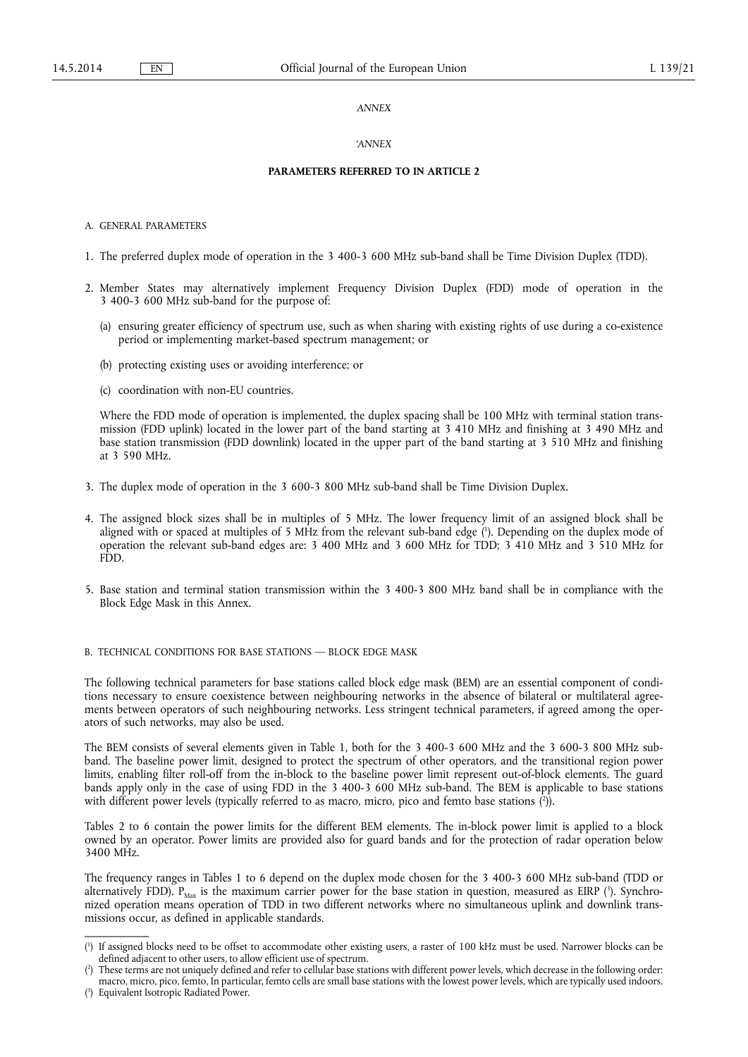*ANNEX*

*'ANNEX*

**PARAMETERS REFERRED TO IN ARTICLE 2**

A. GENERAL PARAMETERS

1. The preferred duplex mode of operation in the 3 400-3 600 MHz sub-band shall be Time Division Duplex (TDD).

2. Member States may alternatively implement Frequency Division Duplex (FDD) mode of operation in the 3 400-3 600 MHz sub-band for the purpose of:

   (a) ensuring greater efficiency of spectrum use, such as when sharing with existing rights of use during a co-existence period or implementing market-based spectrum management; or

   (b) protecting existing uses or avoiding interference; or

   (c) coordination with non-EU countries.

   Where the FDD mode of operation is implemented, the duplex spacing shall be 100 MHz with terminal station transmission (FDD uplink) located in the lower part of the band starting at 3 410 MHz and finishing at 3 490 MHz and base station transmission (FDD downlink) located in the upper part of the band starting at 3 510 MHz and finishing at 3 590 MHz.

3. The duplex mode of operation in the 3 600-3 800 MHz sub-band shall be Time Division Duplex.

4. The assigned block sizes shall be in multiples of 5 MHz. The lower frequency limit of an assigned block shall be aligned with or spaced at multiples of 5 MHz from the relevant sub-band edge [1]. Depending on the duplex mode of operation the relevant sub-band edges are: 3 400 MHz and 3 600 MHz for TDD; 3 410 MHz and 3 510 MHz for FDD.

5. Base station and terminal station transmission within the 3 400-3 800 MHz band shall be in compliance with the Block Edge Mask in this Annex.

B. TECHNICAL CONDITIONS FOR BASE STATIONS — BLOCK EDGE MASK

The following technical parameters for base stations called block edge mask (BEM) are an essential component of conditions necessary to ensure coexistence between neighbouring networks in the absence of bilateral or multilateral agreements between operators of such neighbouring networks. Less stringent technical parameters, if agreed among the operators of such networks, may also be used.

The BEM consists of several elements given in Table 1, both for the 3 400-3 600 MHz and the 3 600-3 800 MHz sub-band. The baseline power limit, designed to protect the spectrum of other operators, and the transitional region power limits, enabling filter roll-off from the in-block to the baseline power limit represent out-of-block elements. The guard bands apply only in the case of using FDD in the 3 400-3 600 MHz sub-band. The BEM is applicable to base stations with different power levels (typically referred to as macro, micro, pico and femto base stations [2]).

Tables 2 to 6 contain the power limits for the different BEM elements. The in-block power limit is applied to a block owned by an operator. Power limits are provided also for guard bands and for the protection of radar operation below 3400 MHz.

The frequency ranges in Tables 1 to 6 depend on the duplex mode chosen for the 3 400-3 600 MHz sub-band (TDD or alternatively FDD). $P_{Max}$ is the maximum carrier power for the base station in question, measured as EIRP [3]. Synchronized operation means operation of TDD in two different networks where no simultaneous uplink and downlink transmissions occur, as defined in applicable standards.

---

[1] If assigned blocks need to be offset to accommodate other existing users, a raster of 100 kHz must be used. Narrower blocks can be defined adjacent to other users, to allow efficient use of spectrum.

[2] These terms are not uniquely defined and refer to cellular base stations with different power levels, which decrease in the following order: macro, micro, pico, femto, In particular, femto cells are small base stations with the lowest power levels, which are typically used indoors.

[3] Equivalent Isotropic Radiated Power.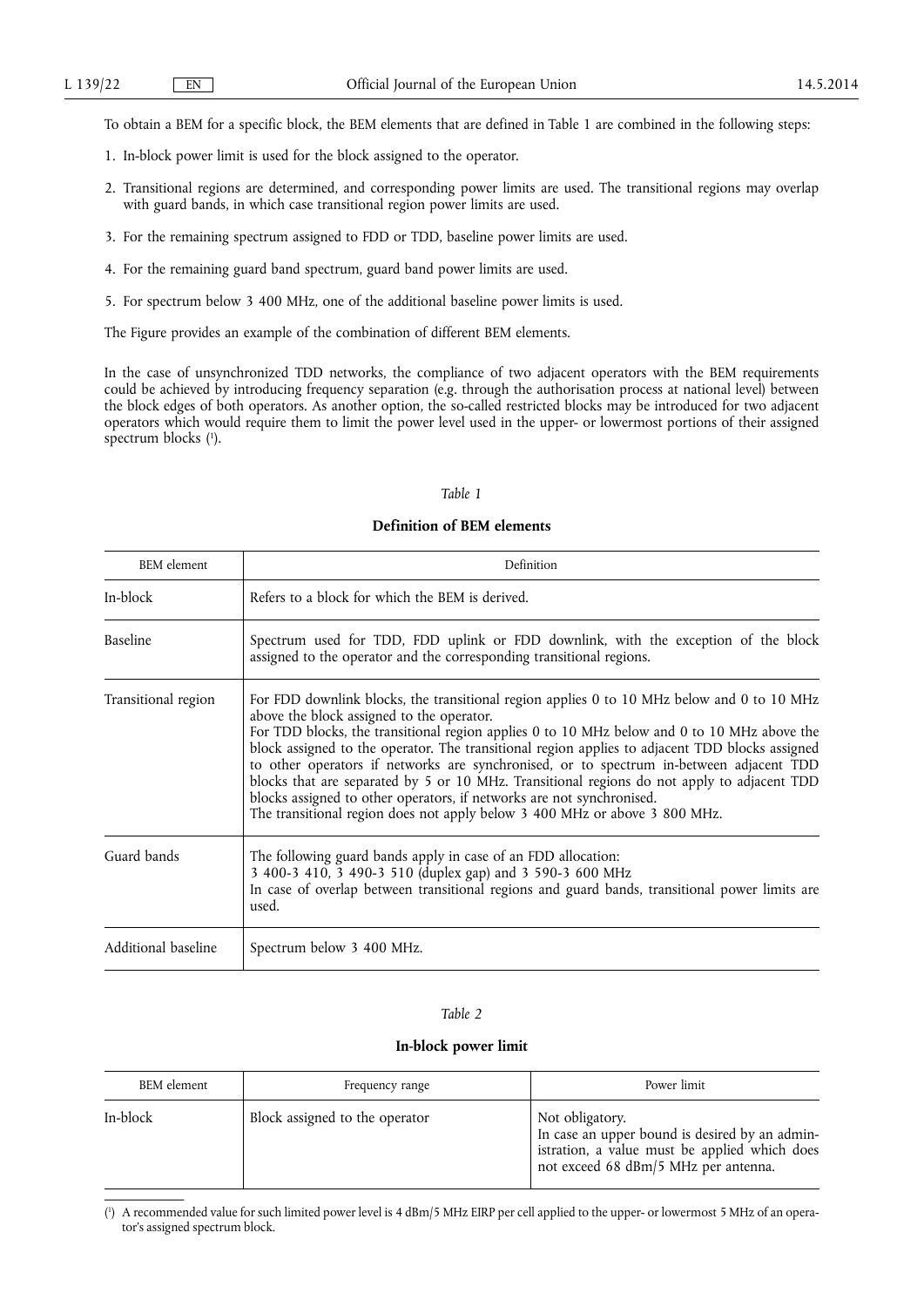To obtain a BEM for a specific block, the BEM elements that are defined in Table 1 are combined in the following steps:

1. In-block power limit is used for the block assigned to the operator.
2. Transitional regions are determined, and corresponding power limits are used. The transitional regions may overlap with guard bands, in which case transitional region power limits are used.
3. For the remaining spectrum assigned to FDD or TDD, baseline power limits are used.
4. For the remaining guard band spectrum, guard band power limits are used.
5. For spectrum below 3 400 MHz, one of the additional baseline power limits is used.

The Figure provides an example of the combination of different BEM elements.

In the case of unsynchronized TDD networks, the compliance of two adjacent operators with the BEM requirements could be achieved by introducing frequency separation (e.g. through the authorisation process at national level) between the block edges of both operators. As another option, the so-called restricted blocks may be introduced for two adjacent operators which would require them to limit the power level used in the upper- or lowermost portions of their assigned spectrum blocks [1].

*Table 1*

**Definition of BEM elements**

| BEM element | Definition |
|---|---|
| In-block | Refers to a block for which the BEM is derived. |
| Baseline | Spectrum used for TDD, FDD uplink or FDD downlink, with the exception of the block assigned to the operator and the corresponding transitional regions. |
| Transitional region | For FDD downlink blocks, the transitional region applies 0 to 10 MHz below and 0 to 10 MHz above the block assigned to the operator.<br>For TDD blocks, the transitional region applies 0 to 10 MHz below and 0 to 10 MHz above the block assigned to the operator. The transitional region applies to adjacent TDD blocks assigned to other operators if networks are synchronised, or to spectrum in-between adjacent TDD blocks that are separated by 5 or 10 MHz. Transitional regions do not apply to adjacent TDD blocks assigned to other operators, if networks are not synchronised.<br>The transitional region does not apply below 3 400 MHz or above 3 800 MHz. |
| Guard bands | The following guard bands apply in case of an FDD allocation:<br>3 400-3 410, 3 490-3 510 (duplex gap) and 3 590-3 600 MHz<br>In case of overlap between transitional regions and guard bands, transitional power limits are used. |
| Additional baseline | Spectrum below 3 400 MHz. |

*Table 2*

**In-block power limit**

| BEM element | Frequency range | Power limit |
|---|---|---|
| In-block | Block assigned to the operator | Not obligatory.<br>In case an upper bound is desired by an administration, a value must be applied which does not exceed 68 dBm/5 MHz per antenna. |

[1] A recommended value for such limited power level is 4 dBm/5 MHz EIRP per cell applied to the upper- or lowermost 5 MHz of an operator's assigned spectrum block.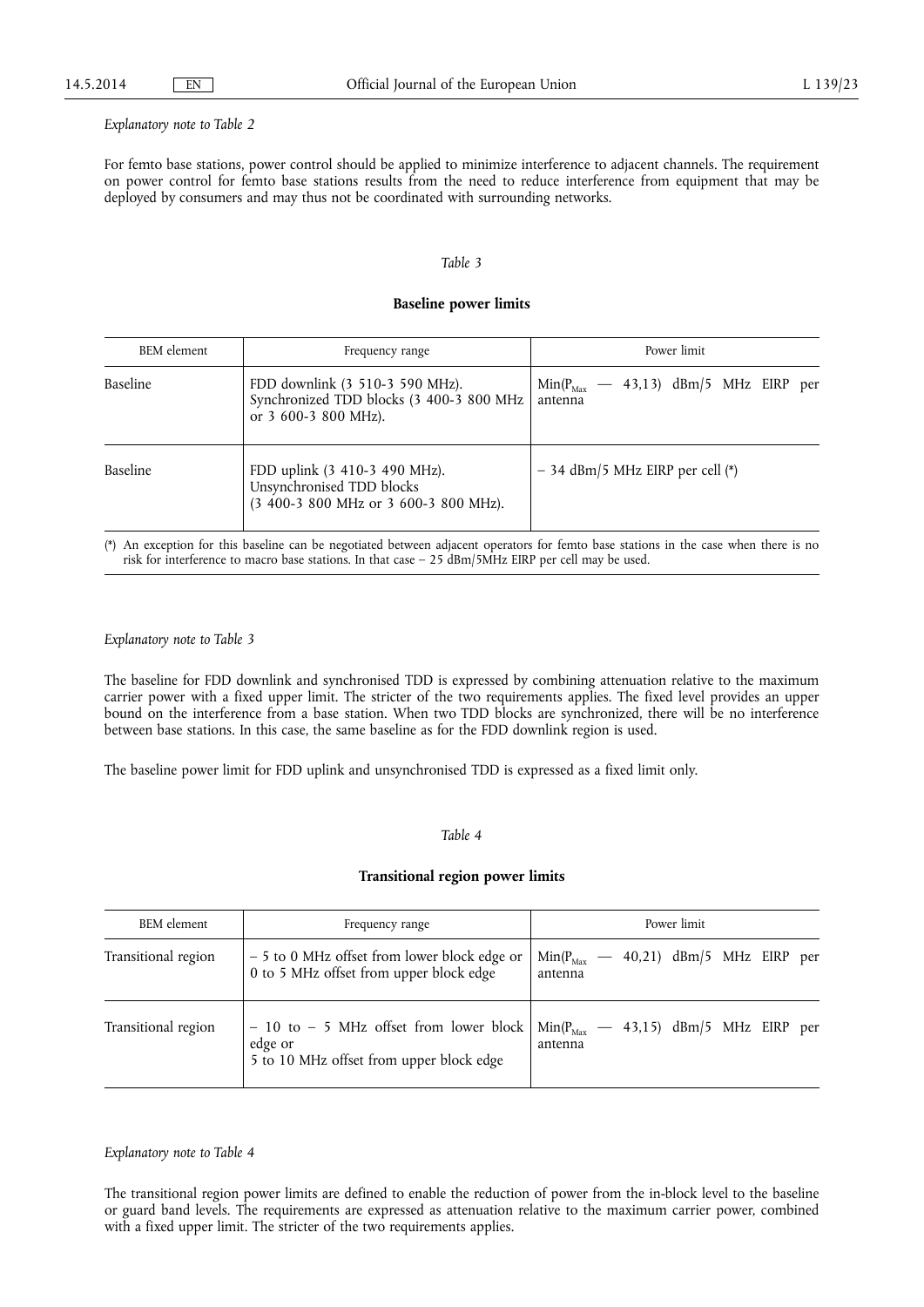*Explanatory note to Table 2*

For femto base stations, power control should be applied to minimize interference to adjacent channels. The requirement on power control for femto base stations results from the need to reduce interference from equipment that may be deployed by consumers and may thus not be coordinated with surrounding networks.

*Table 3*

**Baseline power limits**

| BEM element | Frequency range | Power limit |
|---|---|---|
| Baseline | FDD downlink (3 510-3 590 MHz).<br>Synchronized TDD blocks (3 400-3 800 MHz or 3 600-3 800 MHz). | $Min(P_{Max}$ — 43,13) dBm/5 MHz EIRP per antenna |
| Baseline | FDD uplink (3 410-3 490 MHz).<br>Unsynchronised TDD blocks<br>(3 400-3 800 MHz or 3 600-3 800 MHz). | – 34 dBm/5 MHz EIRP per cell (*) |

(*) An exception for this baseline can be negotiated between adjacent operators for femto base stations in the case when there is no risk for interference to macro base stations. In that case – 25 dBm/5MHz EIRP per cell may be used.

*Explanatory note to Table 3*

The baseline for FDD downlink and synchronised TDD is expressed by combining attenuation relative to the maximum carrier power with a fixed upper limit. The stricter of the two requirements applies. The fixed level provides an upper bound on the interference from a base station. When two TDD blocks are synchronized, there will be no interference between base stations. In this case, the same baseline as for the FDD downlink region is used.

The baseline power limit for FDD uplink and unsynchronised TDD is expressed as a fixed limit only.

*Table 4*

**Transitional region power limits**

| BEM element | Frequency range | Power limit |
|---|---|---|
| Transitional region | – 5 to 0 MHz offset from lower block edge or 0 to 5 MHz offset from upper block edge | $Min(P_{Max}$ — 40,21) dBm/5 MHz EIRP per antenna |
| Transitional region | – 10 to – 5 MHz offset from lower block edge or<br>5 to 10 MHz offset from upper block edge | $Min(P_{Max}$ — 43,15) dBm/5 MHz EIRP per antenna |

*Explanatory note to Table 4*

The transitional region power limits are defined to enable the reduction of power from the in-block level to the baseline or guard band levels. The requirements are expressed as attenuation relative to the maximum carrier power, combined with a fixed upper limit. The stricter of the two requirements applies.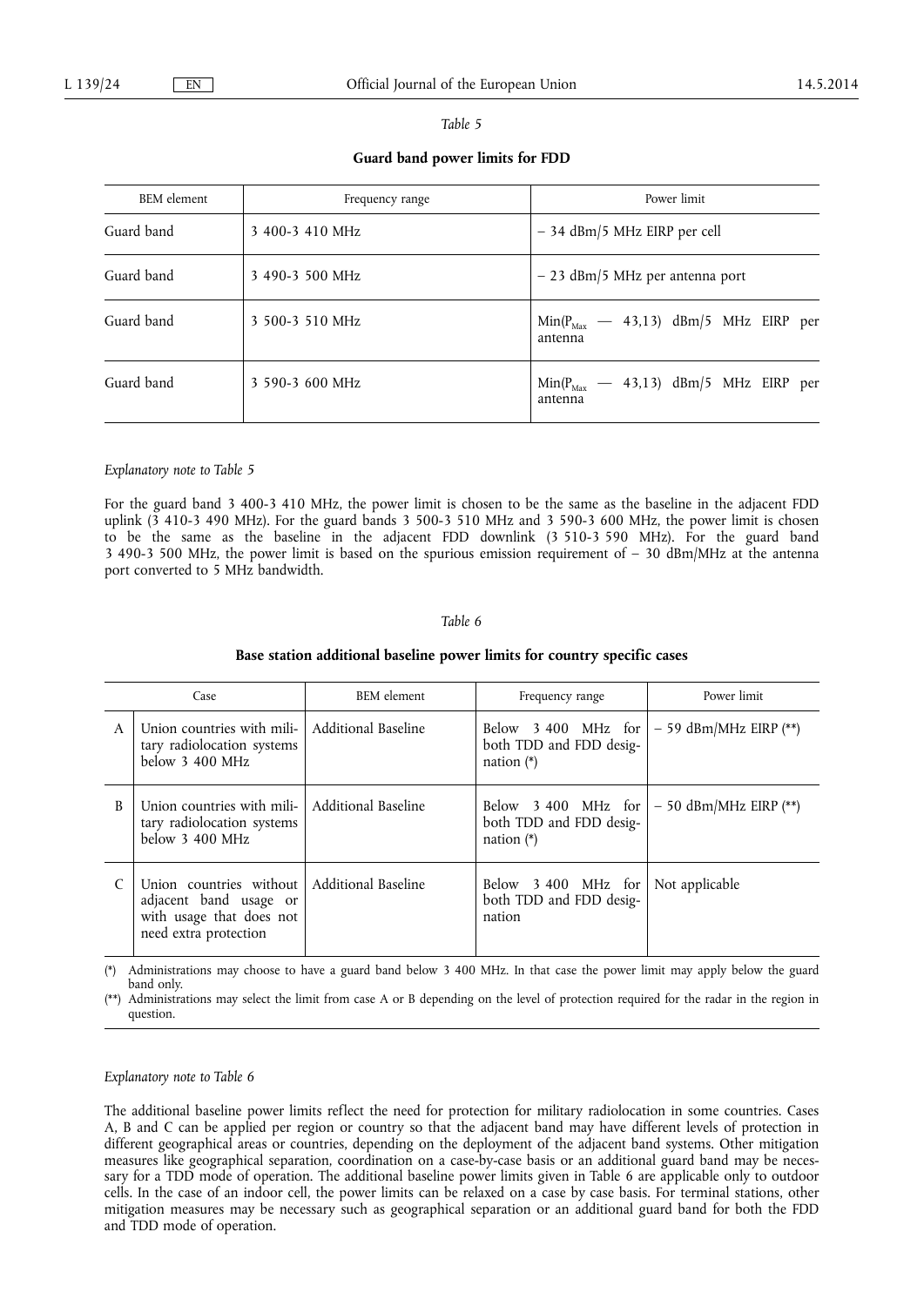*Table 5*

**Guard band power limits for FDD**

| BEM element | Frequency range | Power limit |
|---|---|---|
| Guard band | 3 400-3 410 MHz | – 34 dBm/5 MHz EIRP per cell |
| Guard band | 3 490-3 500 MHz | – 23 dBm/5 MHz per antenna port |
| Guard band | 3 500-3 510 MHz | $Min(P_{Max}$ — 43,13) dBm/5 MHz EIRP per antenna |
| Guard band | 3 590-3 600 MHz | $Min(P_{Max}$ — 43,13) dBm/5 MHz EIRP per antenna |

*Explanatory note to Table 5*

For the guard band 3 400-3 410 MHz, the power limit is chosen to be the same as the baseline in the adjacent FDD uplink (3 410-3 490 MHz). For the guard bands 3 500-3 510 MHz and 3 590-3 600 MHz, the power limit is chosen to be the same as the baseline in the adjacent FDD downlink (3 510-3 590 MHz). For the guard band 3 490-3 500 MHz, the power limit is based on the spurious emission requirement of – 30 dBm/MHz at the antenna port converted to 5 MHz bandwidth.

*Table 6*

**Base station additional baseline power limits for country specific cases**

| Case | | BEM element | Frequency range | Power limit |
|---|---|---|---|---|
| A | Union countries with military radiolocation systems below 3 400 MHz | Additional Baseline | Below 3 400 MHz for both TDD and FDD designation (*) | – 59 dBm/MHz EIRP (**) |
| B | Union countries with military radiolocation systems below 3 400 MHz | Additional Baseline | Below 3 400 MHz for both TDD and FDD designation (*) | – 50 dBm/MHz EIRP (**) |
| C | Union countries without adjacent band usage or with usage that does not need extra protection | Additional Baseline | Below 3 400 MHz for both TDD and FDD designation | Not applicable |

(*) Administrations may choose to have a guard band below 3 400 MHz. In that case the power limit may apply below the guard band only.

(**) Administrations may select the limit from case A or B depending on the level of protection required for the radar in the region in question.

*Explanatory note to Table 6*

The additional baseline power limits reflect the need for protection for military radiolocation in some countries. Cases A, B and C can be applied per region or country so that the adjacent band may have different levels of protection in different geographical areas or countries, depending on the deployment of the adjacent band systems. Other mitigation measures like geographical separation, coordination on a case-by-case basis or an additional guard band may be necessary for a TDD mode of operation. The additional baseline power limits given in Table 6 are applicable only to outdoor cells. In the case of an indoor cell, the power limits can be relaxed on a case by case basis. For terminal stations, other mitigation measures may be necessary such as geographical separation or an additional guard band for both the FDD and TDD mode of operation.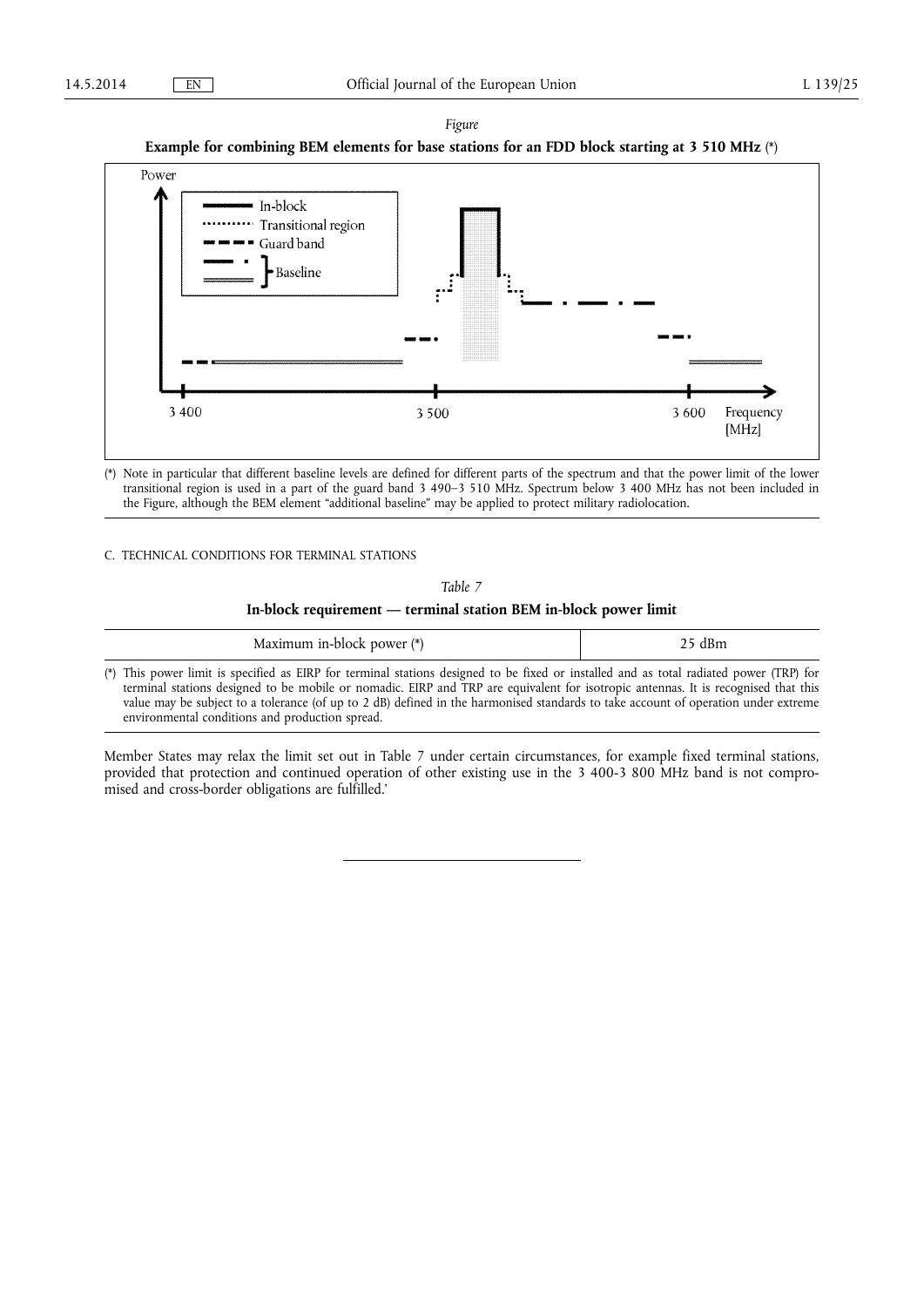*Figure*

**Example for combining BEM elements for base stations for an FDD block starting at 3 510 MHz** (*)

Power

In-block

Transitional region

Guard band

Baseline

3 400

3 500

3 600

Frequency [MHz]

(*) Note in particular that different baseline levels are defined for different parts of the spectrum and that the power limit of the lower transitional region is used in a part of the guard band 3 490–3 510 MHz. Spectrum below 3 400 MHz has not been included in the Figure, although the BEM element "additional baseline" may be applied to protect military radiolocation.

C. TECHNICAL CONDITIONS FOR TERMINAL STATIONS

*Table 7*

**In-block requirement — terminal station BEM in-block power limit**

| | |
|---|---|
| Maximum in-block power (*) | 25 dBm |

(*) This power limit is specified as EIRP for terminal stations designed to be fixed or installed and as total radiated power (TRP) for terminal stations designed to be mobile or nomadic. EIRP and TRP are equivalent for isotropic antennas. It is recognised that this value may be subject to a tolerance (of up to 2 dB) defined in the harmonised standards to take account of operation under extreme environmental conditions and production spread.

Member States may relax the limit set out in Table 7 under certain circumstances, for example fixed terminal stations, provided that protection and continued operation of other existing use in the 3 400-3 800 MHz band is not compromised and cross-border obligations are fulfilled.'